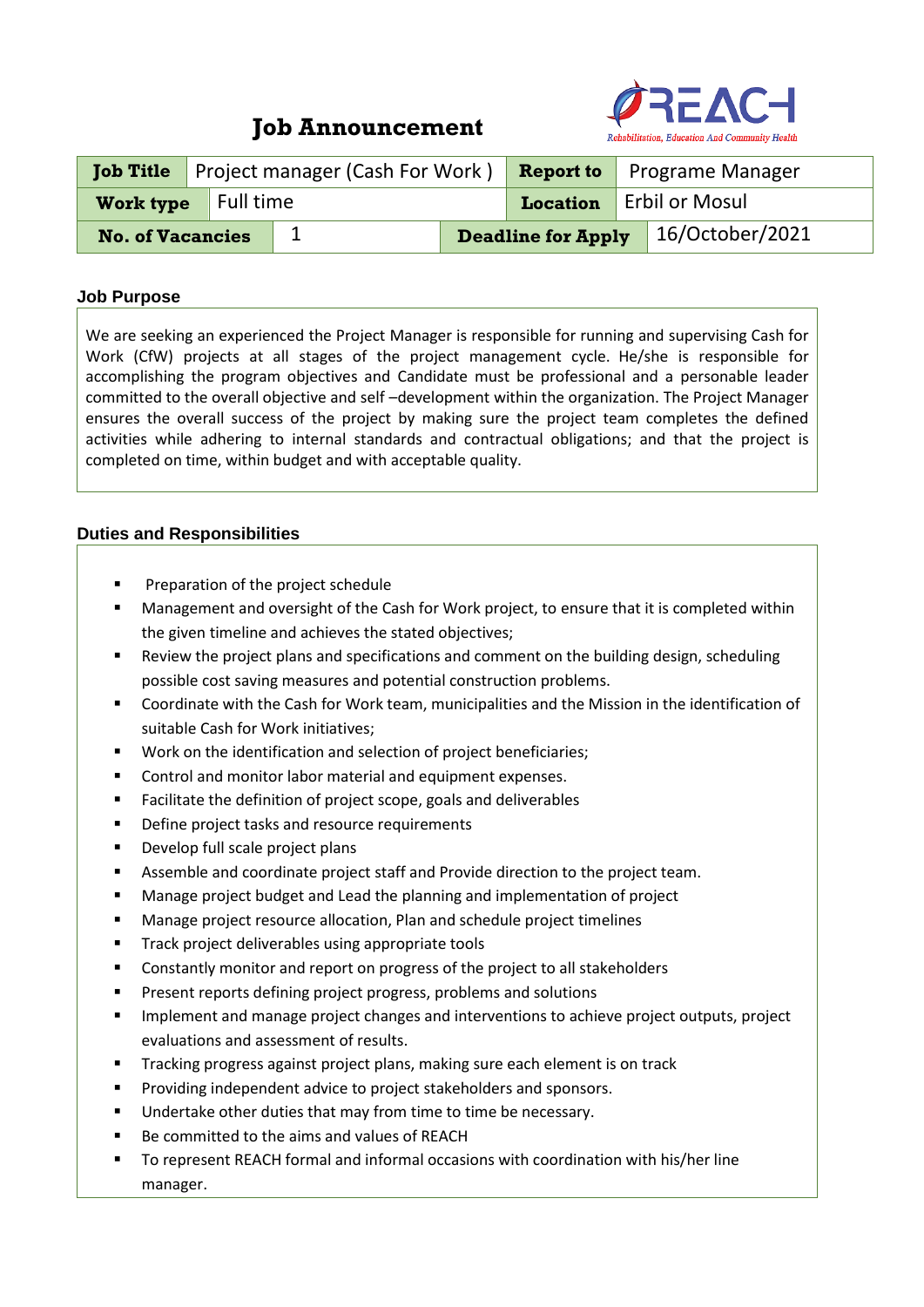# Job Announcement

REACH
Rehabilitation, Education And Community Health

| Job Title | Project manager (Cash For Work ) | Report to | Programe Manager |
|---|---|---|---|
| Work type | Full time | Location | Erbil or Mosul |
| No. of Vacancies | 1 | Deadline for Apply | 16/October/2021 |

## Job Purpose

We are seeking an experienced the Project Manager is responsible for running and supervising Cash for Work (CfW) projects at all stages of the project management cycle. He/she is responsible for accomplishing the program objectives and Candidate must be professional and a personable leader committed to the overall objective and self –development within the organization. The Project Manager ensures the overall success of the project by making sure the project team completes the defined activities while adhering to internal standards and contractual obligations; and that the project is completed on time, within budget and with acceptable quality.

## Duties and Responsibilities

- Preparation of the project schedule
- Management and oversight of the Cash for Work project, to ensure that it is completed within the given timeline and achieves the stated objectives;
- Review the project plans and specifications and comment on the building design, scheduling possible cost saving measures and potential construction problems.
- Coordinate with the Cash for Work team, municipalities and the Mission in the identification of suitable Cash for Work initiatives;
- Work on the identification and selection of project beneficiaries;
- Control and monitor labor material and equipment expenses.
- Facilitate the definition of project scope, goals and deliverables
- Define project tasks and resource requirements
- Develop full scale project plans
- Assemble and coordinate project staff and Provide direction to the project team.
- Manage project budget and Lead the planning and implementation of project
- Manage project resource allocation, Plan and schedule project timelines
- Track project deliverables using appropriate tools
- Constantly monitor and report on progress of the project to all stakeholders
- Present reports defining project progress, problems and solutions
- Implement and manage project changes and interventions to achieve project outputs, project evaluations and assessment of results.
- Tracking progress against project plans, making sure each element is on track
- Providing independent advice to project stakeholders and sponsors.
- Undertake other duties that may from time to time be necessary.
- Be committed to the aims and values of REACH
- To represent REACH formal and informal occasions with coordination with his/her line manager.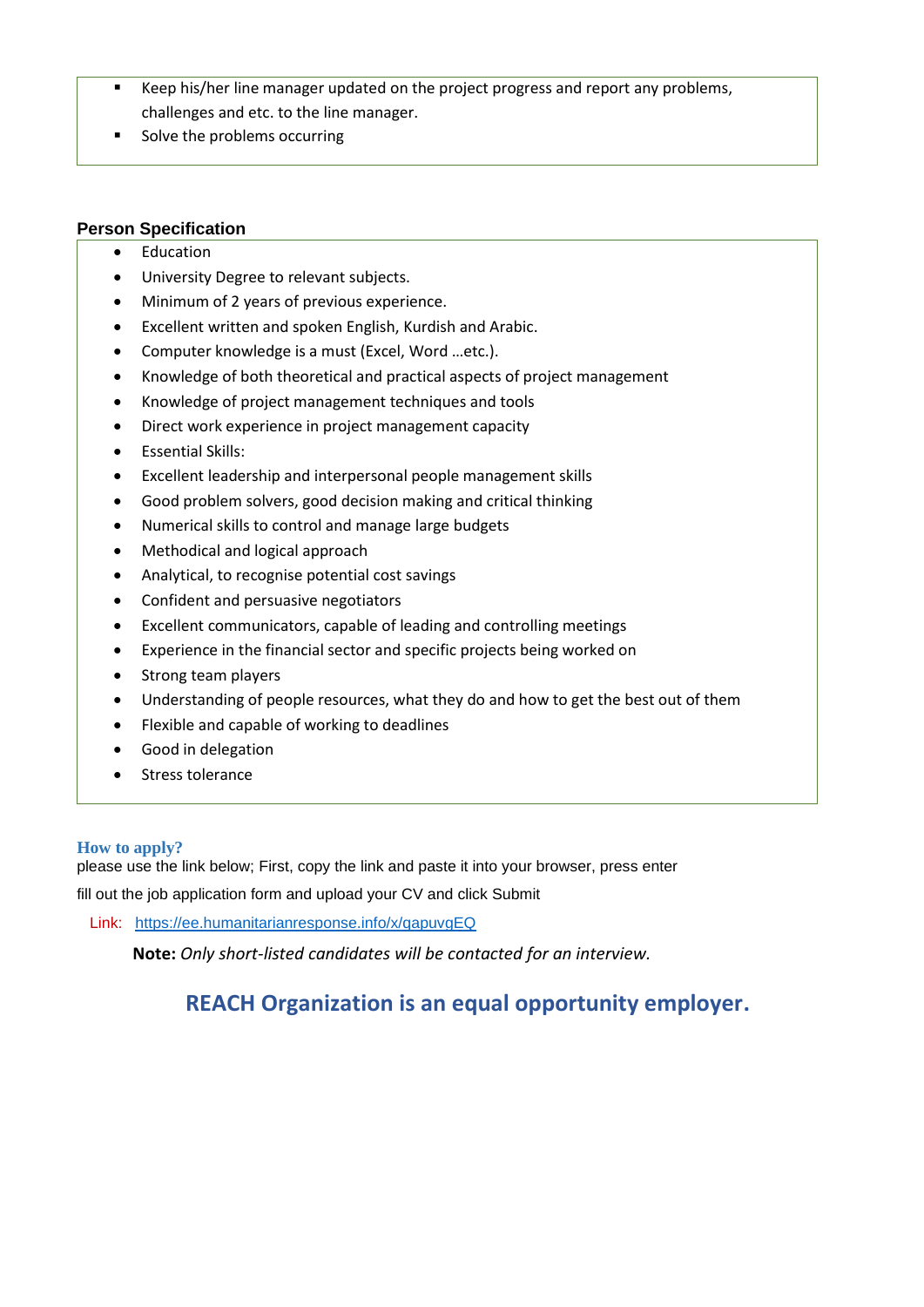- Keep his/her line manager updated on the project progress and report any problems, challenges and etc. to the line manager.
- Solve the problems occurring

## Person Specification

- Education
- University Degree to relevant subjects.
- Minimum of 2 years of previous experience.
- Excellent written and spoken English, Kurdish and Arabic.
- Computer knowledge is a must (Excel, Word …etc.).
- Knowledge of both theoretical and practical aspects of project management
- Knowledge of project management techniques and tools
- Direct work experience in project management capacity
- Essential Skills:
- Excellent leadership and interpersonal people management skills
- Good problem solvers, good decision making and critical thinking
- Numerical skills to control and manage large budgets
- Methodical and logical approach
- Analytical, to recognise potential cost savings
- Confident and persuasive negotiators
- Excellent communicators, capable of leading and controlling meetings
- Experience in the financial sector and specific projects being worked on
- Strong team players
- Understanding of people resources, what they do and how to get the best out of them
- Flexible and capable of working to deadlines
- Good in delegation
- Stress tolerance

### How to apply?

please use the link below; First, copy the link and paste it into your browser, press enter

fill out the job application form and upload your CV and click Submit

Link: https://ee.humanitarianresponse.info/x/qapuvgEQ

**Note:** *Only short-listed candidates will be contacted for an interview.*

**REACH Organization is an equal opportunity employer.**